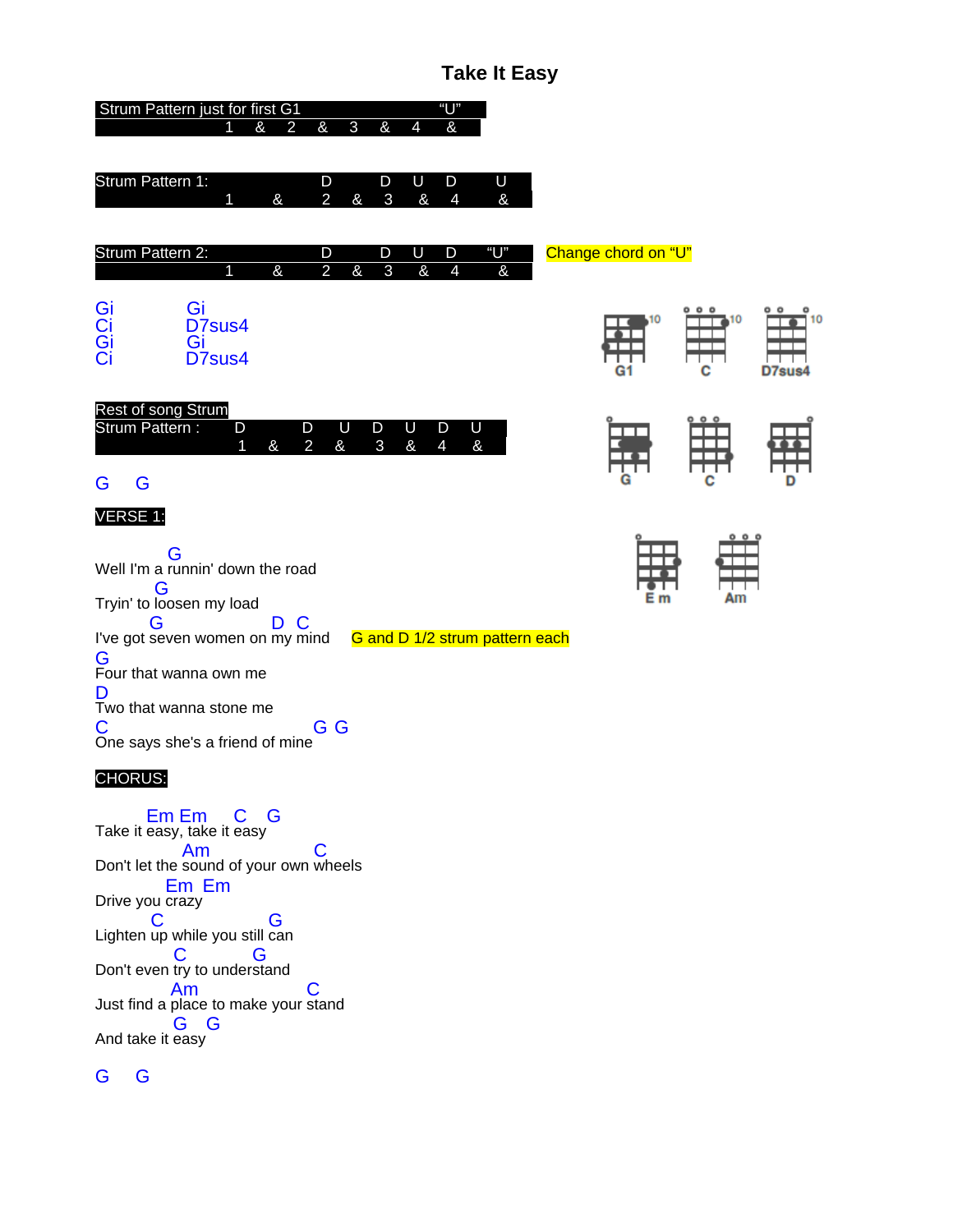# Take It Easy

| Strum Pattern just for first G1 | | | | | | | | “U” |
|---|---|---|---|---|---|---|---|---|
| | 1 | & | 2 | & | 3 | & | 4 | & |

| Strum Pattern 1: | | | D | | D | U | D | U |
|---|---|---|---|---|---|---|---|---|
| | 1 | & | 2 | & | 3 | & | 4 | & |

| Strum Pattern 2: | | | D | | D | U | D | “U” |
|---|---|---|---|---|---|---|---|---|
| | 1 | & | 2 | & | 3 | & | 4 | & |

Change chord on “U”

```
Gi          Gi
Ci          D7sus4
Gi          Gi
Ci          D7sus4
```

G1  C  D7sus4

G  C  D

Em  Am

| Rest of song Strum | | | | | | | | |
|---|---|---|---|---|---|---|---|---|
| Strum Pattern : | D | | D | U | D | U | D | U |
| | 1 | & | 2 | & | 3 | & | 4 | & |

G  G

**VERSE 1:**

```
                G
Well I'm a runnin' down the road
            G
Tryin' to loosen my load
          G                 D  C
I've got seven women on my mind
G
Four that wanna own me
D
Two that wanna stone me
C                                G  G
One says she's a friend of mine
```

G and D 1/2 strum pattern each

**CHORUS:**

```
      Em Em      C   G
Take it easy, take it easy
       Am                  C
Don't let the sound of your own wheels
         Em  Em
Drive you crazy
      C                 G
Lighten up while you still can
         C            G
Don't even try to understand
        Am                   C
Just find a place to make your stand
         G   G
And take it easy
```

G  G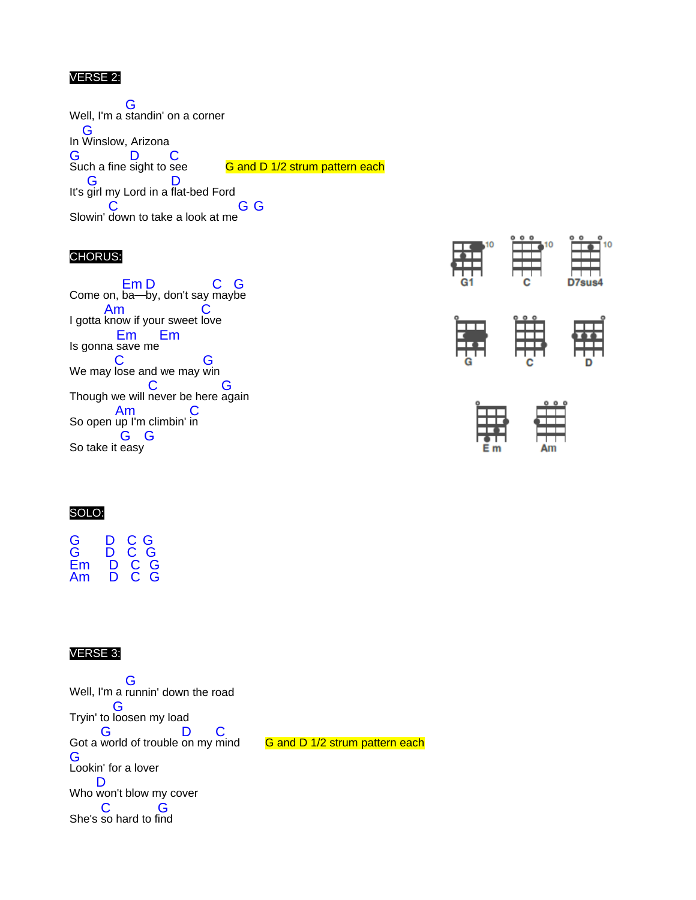**VERSE 2:**

```
             G
Well, I'm a standin' on a corner
  G
In Winslow, Arizona
G            D       C
Such a fine sight to see          G and D 1/2 strum pattern each
   G                   D
It's girl my Lord in a flat-bed Ford
          C                     G  G
Slowin' down to take a look at me
```

**CHORUS:**

```
            Em D              C   G
Come on, ba—by, don't say maybe
        Am                   C
I gotta know if your sweet love
           Em       Em
Is gonna save me
          C                  G
We may lose and we may win
                  C               G
Though we will never be here again
          Am              C
So open up I'm climbin' in
             G   G
So take it easy
```

G1 · C · D7sus4 · G · C · D · Em · Am

**SOLO:**

```
G     D  C  G
G     D  C  G
Em    D  C  G
Am    D  C  G
```

**VERSE 3:**

```
             G
Well, I'm a runnin' down the road
          G
Tryin' to loosen my load
       G              D      C
Got a world of trouble on my mind       G and D 1/2 strum pattern each
G
Lookin' for a lover
      D
Who won't blow my cover
      C          G
She's so hard to find
```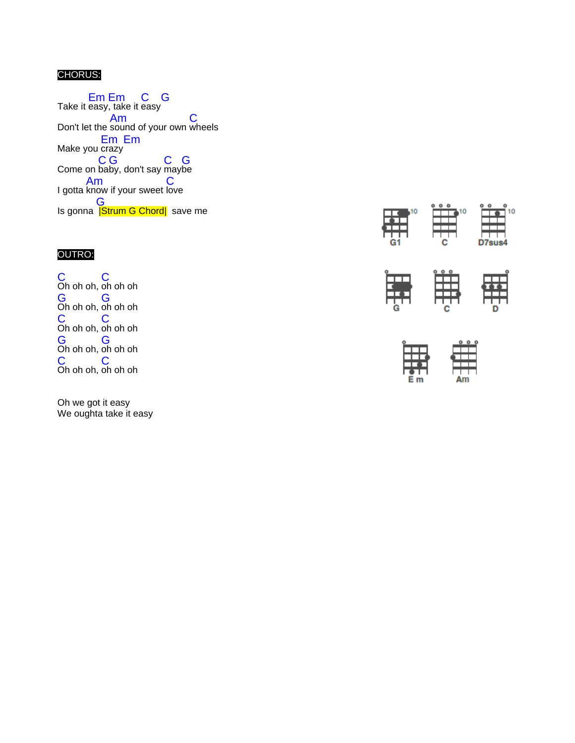**CHORUS:**

```
        Em Em     C    G
Take it easy, take it easy
            Am                    C
Don't let the sound of your own wheels
          Em  Em
Make you crazy
          C G              C   G
Come on baby, don't say maybe
      Am              C
I gotta know if your sweet love
         G
Is gonna  |Strum G Chord|  save me
```

**OUTRO:**

```
C          C
Oh oh oh, oh oh oh
G          G
Oh oh oh, oh oh oh
C          C
Oh oh oh, oh oh oh
G          G
Oh oh oh, oh oh oh
C          C
Oh oh oh, oh oh oh
```

Oh we got it easy
We oughta take it easy

G1 10 C 10 D7sus4 10

G C D

E m Am